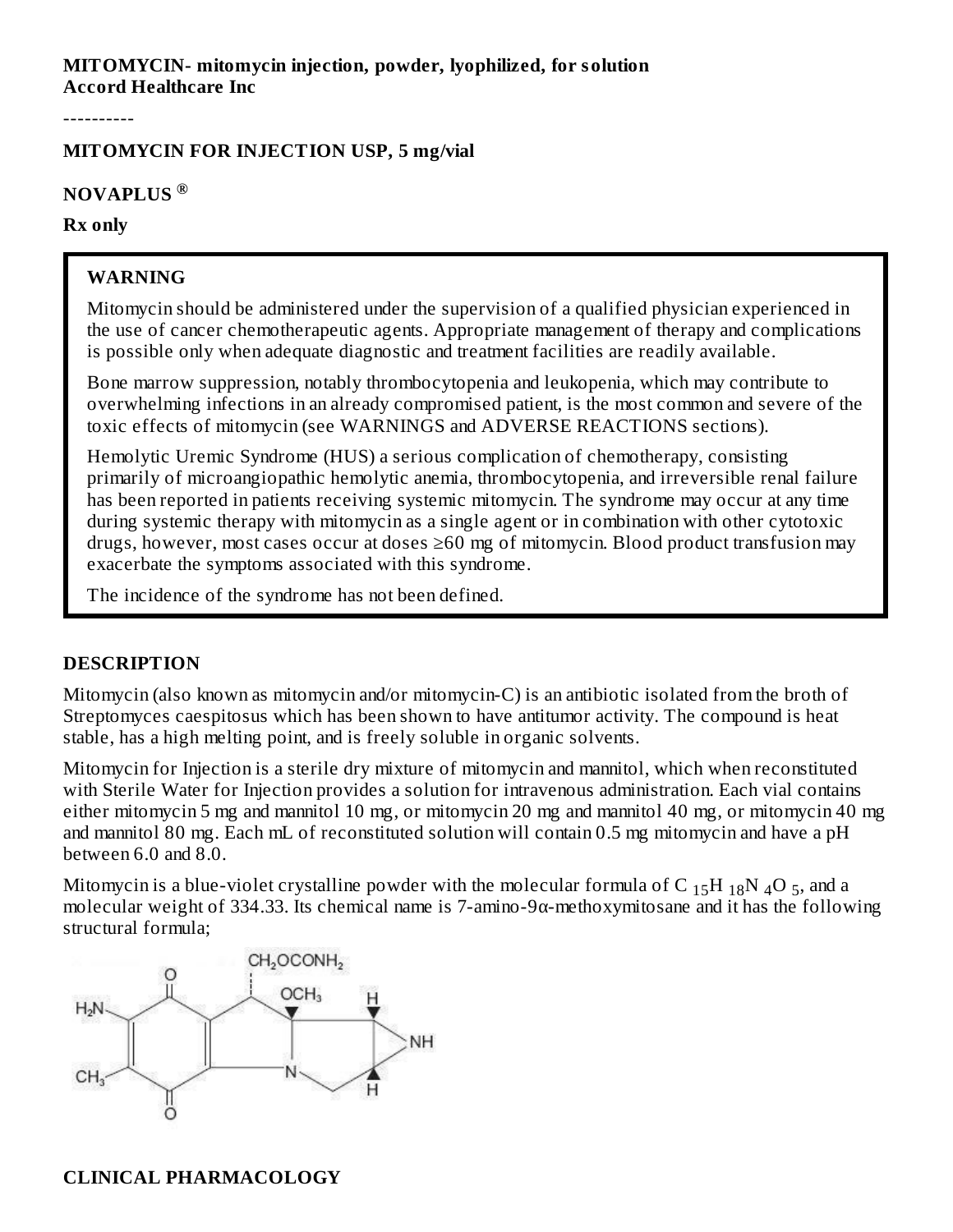**MITOMYCIN- mitomycin injection, powder, lyophilized, for solution**
**Accord Healthcare Inc**

----------

**MITOMYCIN FOR INJECTION USP, 5 mg/vial**

**NOVAPLUS ®**

**Rx only**

**WARNING**

Mitomycin should be administered under the supervision of a qualified physician experienced in the use of cancer chemotherapeutic agents. Appropriate management of therapy and complications is possible only when adequate diagnostic and treatment facilities are readily available.

Bone marrow suppression, notably thrombocytopenia and leukopenia, which may contribute to overwhelming infections in an already compromised patient, is the most common and severe of the toxic effects of mitomycin (see WARNINGS and ADVERSE REACTIONS sections).

Hemolytic Uremic Syndrome (HUS) a serious complication of chemotherapy, consisting primarily of microangiopathic hemolytic anemia, thrombocytopenia, and irreversible renal failure has been reported in patients receiving systemic mitomycin. The syndrome may occur at any time during systemic therapy with mitomycin as a single agent or in combination with other cytotoxic drugs, however, most cases occur at doses ≥60 mg of mitomycin. Blood product transfusion may exacerbate the symptoms associated with this syndrome.

The incidence of the syndrome has not been defined.

## DESCRIPTION

Mitomycin (also known as mitomycin and/or mitomycin-C) is an antibiotic isolated from the broth of Streptomyces caespitosus which has been shown to have antitumor activity. The compound is heat stable, has a high melting point, and is freely soluble in organic solvents.

Mitomycin for Injection is a sterile dry mixture of mitomycin and mannitol, which when reconstituted with Sterile Water for Injection provides a solution for intravenous administration. Each vial contains either mitomycin 5 mg and mannitol 10 mg, or mitomycin 20 mg and mannitol 40 mg, or mitomycin 40 mg and mannitol 80 mg. Each mL of reconstituted solution will contain 0.5 mg mitomycin and have a pH between 6.0 and 8.0.

Mitomycin is a blue-violet crystalline powder with the molecular formula of $C_{15}H_{18}N_4O_5$, and a molecular weight of 334.33. Its chemical name is 7-amino-9α-methoxymitosane and it has the following structural formula;

## CLINICAL PHARMACOLOGY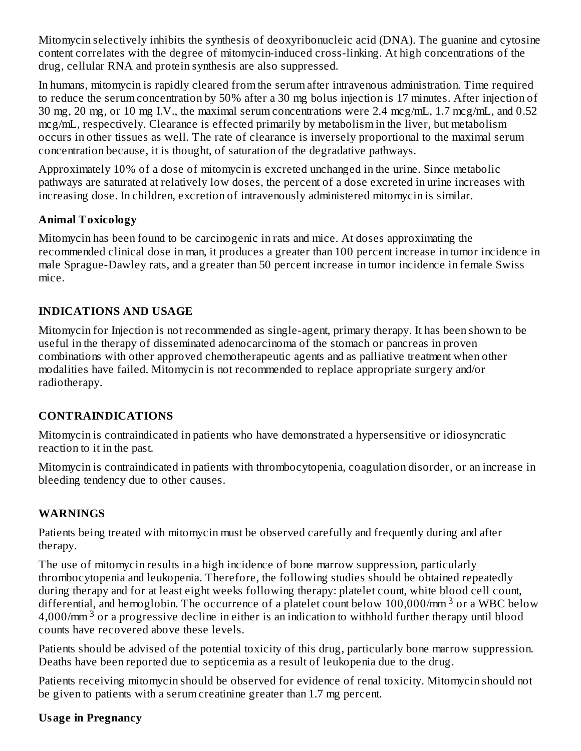Mitomycin selectively inhibits the synthesis of deoxyribonucleic acid (DNA). The guanine and cytosine content correlates with the degree of mitomycin-induced cross-linking. At high concentrations of the drug, cellular RNA and protein synthesis are also suppressed.

In humans, mitomycin is rapidly cleared from the serum after intravenous administration. Time required to reduce the serum concentration by 50% after a 30 mg bolus injection is 17 minutes. After injection of 30 mg, 20 mg, or 10 mg I.V., the maximal serum concentrations were 2.4 mcg/mL, 1.7 mcg/mL, and 0.52 mcg/mL, respectively. Clearance is effected primarily by metabolism in the liver, but metabolism occurs in other tissues as well. The rate of clearance is inversely proportional to the maximal serum concentration because, it is thought, of saturation of the degradative pathways.

Approximately 10% of a dose of mitomycin is excreted unchanged in the urine. Since metabolic pathways are saturated at relatively low doses, the percent of a dose excreted in urine increases with increasing dose. In children, excretion of intravenously administered mitomycin is similar.

**Animal Toxicology**

Mitomycin has been found to be carcinogenic in rats and mice. At doses approximating the recommended clinical dose in man, it produces a greater than 100 percent increase in tumor incidence in male Sprague-Dawley rats, and a greater than 50 percent increase in tumor incidence in female Swiss mice.

## INDICATIONS AND USAGE

Mitomycin for Injection is not recommended as single-agent, primary therapy. It has been shown to be useful in the therapy of disseminated adenocarcinoma of the stomach or pancreas in proven combinations with other approved chemotherapeutic agents and as palliative treatment when other modalities have failed. Mitomycin is not recommended to replace appropriate surgery and/or radiotherapy.

## CONTRAINDICATIONS

Mitomycin is contraindicated in patients who have demonstrated a hypersensitive or idiosyncratic reaction to it in the past.

Mitomycin is contraindicated in patients with thrombocytopenia, coagulation disorder, or an increase in bleeding tendency due to other causes.

## WARNINGS

Patients being treated with mitomycin must be observed carefully and frequently during and after therapy.

The use of mitomycin results in a high incidence of bone marrow suppression, particularly thrombocytopenia and leukopenia. Therefore, the following studies should be obtained repeatedly during therapy and for at least eight weeks following therapy: platelet count, white blood cell count, differential, and hemoglobin. The occurrence of a platelet count below 100,000/mm$^3$ or a WBC below 4,000/mm$^3$ or a progressive decline in either is an indication to withhold further therapy until blood counts have recovered above these levels.

Patients should be advised of the potential toxicity of this drug, particularly bone marrow suppression. Deaths have been reported due to septicemia as a result of leukopenia due to the drug.

Patients receiving mitomycin should be observed for evidence of renal toxicity. Mitomycin should not be given to patients with a serum creatinine greater than 1.7 mg percent.

**Usage in Pregnancy**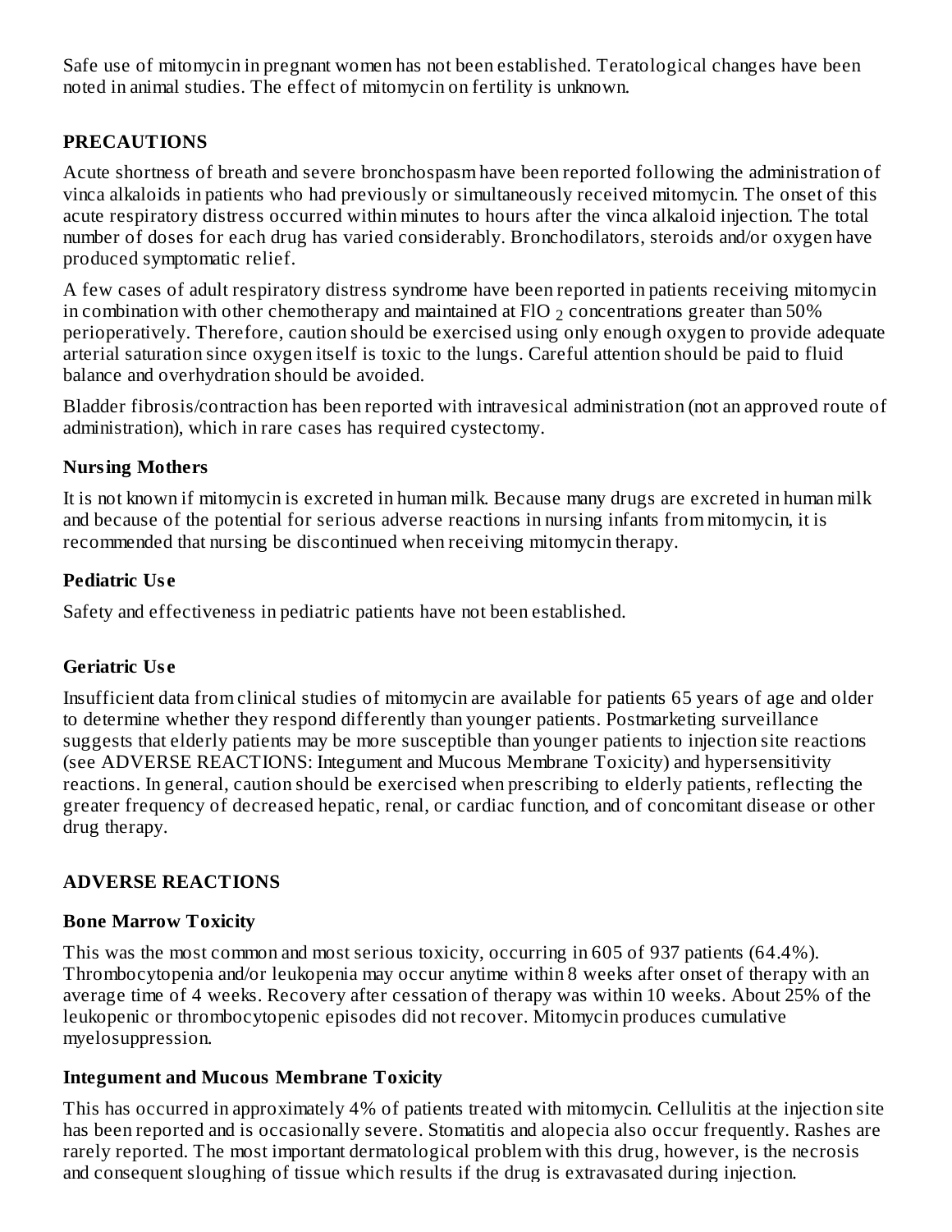Safe use of mitomycin in pregnant women has not been established. Teratological changes have been noted in animal studies. The effect of mitomycin on fertility is unknown.

## PRECAUTIONS

Acute shortness of breath and severe bronchospasm have been reported following the administration of vinca alkaloids in patients who had previously or simultaneously received mitomycin. The onset of this acute respiratory distress occurred within minutes to hours after the vinca alkaloid injection. The total number of doses for each drug has varied considerably. Bronchodilators, steroids and/or oxygen have produced symptomatic relief.

A few cases of adult respiratory distress syndrome have been reported in patients receiving mitomycin in combination with other chemotherapy and maintained at $FIO_2$ concentrations greater than 50% perioperatively. Therefore, caution should be exercised using only enough oxygen to provide adequate arterial saturation since oxygen itself is toxic to the lungs. Careful attention should be paid to fluid balance and overhydration should be avoided.

Bladder fibrosis/contraction has been reported with intravesical administration (not an approved route of administration), which in rare cases has required cystectomy.

### Nursing Mothers

It is not known if mitomycin is excreted in human milk. Because many drugs are excreted in human milk and because of the potential for serious adverse reactions in nursing infants from mitomycin, it is recommended that nursing be discontinued when receiving mitomycin therapy.

### Pediatric Use

Safety and effectiveness in pediatric patients have not been established.

### Geriatric Use

Insufficient data from clinical studies of mitomycin are available for patients 65 years of age and older to determine whether they respond differently than younger patients. Postmarketing surveillance suggests that elderly patients may be more susceptible than younger patients to injection site reactions (see ADVERSE REACTIONS: Integument and Mucous Membrane Toxicity) and hypersensitivity reactions. In general, caution should be exercised when prescribing to elderly patients, reflecting the greater frequency of decreased hepatic, renal, or cardiac function, and of concomitant disease or other drug therapy.

## ADVERSE REACTIONS

### Bone Marrow Toxicity

This was the most common and most serious toxicity, occurring in 605 of 937 patients (64.4%). Thrombocytopenia and/or leukopenia may occur anytime within 8 weeks after onset of therapy with an average time of 4 weeks. Recovery after cessation of therapy was within 10 weeks. About 25% of the leukopenic or thrombocytopenic episodes did not recover. Mitomycin produces cumulative myelosuppression.

### Integument and Mucous Membrane Toxicity

This has occurred in approximately 4% of patients treated with mitomycin. Cellulitis at the injection site has been reported and is occasionally severe. Stomatitis and alopecia also occur frequently. Rashes are rarely reported. The most important dermatological problem with this drug, however, is the necrosis and consequent sloughing of tissue which results if the drug is extravasated during injection.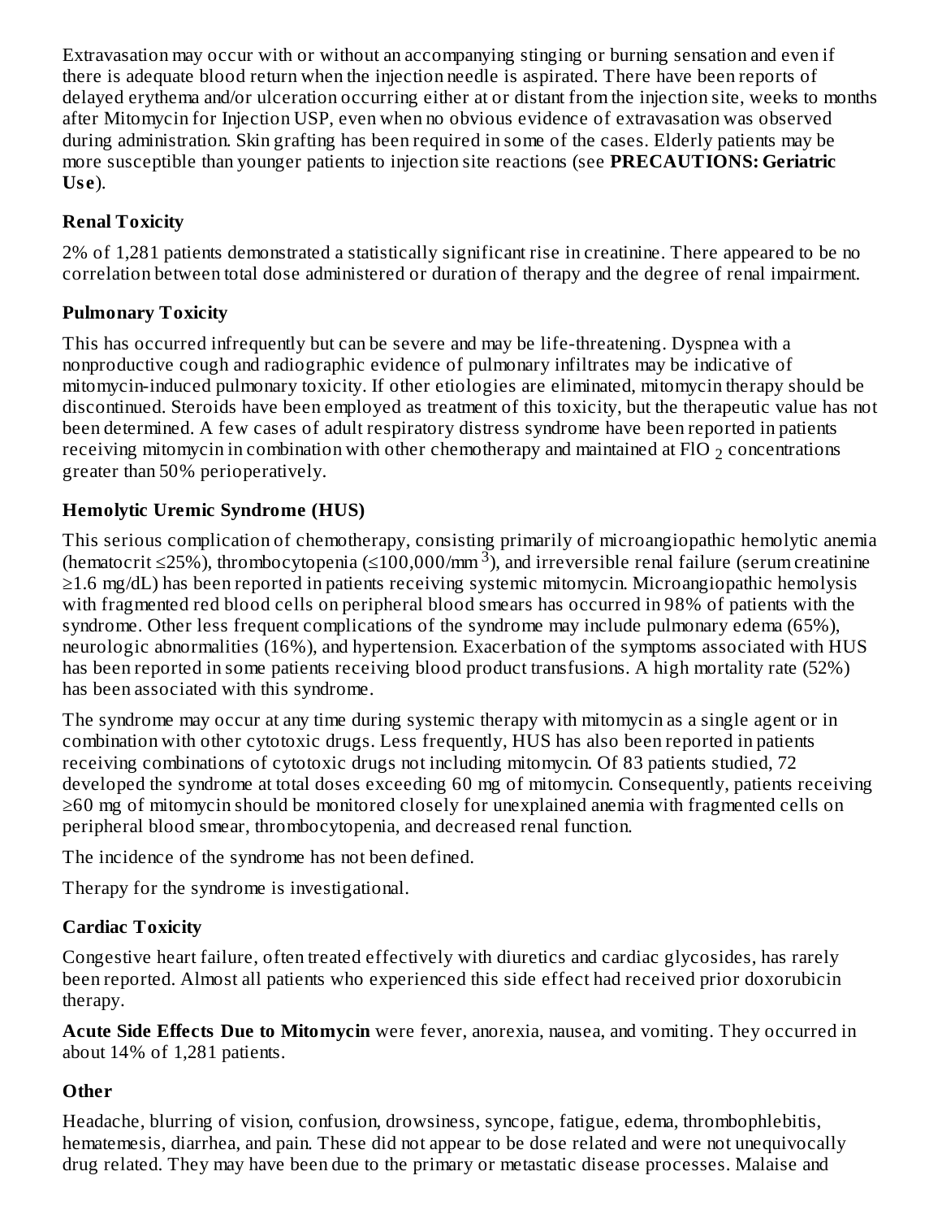Extravasation may occur with or without an accompanying stinging or burning sensation and even if there is adequate blood return when the injection needle is aspirated. There have been reports of delayed erythema and/or ulceration occurring either at or distant from the injection site, weeks to months after Mitomycin for Injection USP, even when no obvious evidence of extravasation was observed during administration. Skin grafting has been required in some of the cases. Elderly patients may be more susceptible than younger patients to injection site reactions (see **PRECAUTIONS: Geriatric Use**).

### Renal Toxicity

2% of 1,281 patients demonstrated a statistically significant rise in creatinine. There appeared to be no correlation between total dose administered or duration of therapy and the degree of renal impairment.

### Pulmonary Toxicity

This has occurred infrequently but can be severe and may be life-threatening. Dyspnea with a nonproductive cough and radiographic evidence of pulmonary infiltrates may be indicative of mitomycin-induced pulmonary toxicity. If other etiologies are eliminated, mitomycin therapy should be discontinued. Steroids have been employed as treatment of this toxicity, but the therapeutic value has not been determined. A few cases of adult respiratory distress syndrome have been reported in patients receiving mitomycin in combination with other chemotherapy and maintained at $FIO_2$ concentrations greater than 50% perioperatively.

### Hemolytic Uremic Syndrome (HUS)

This serious complication of chemotherapy, consisting primarily of microangiopathic hemolytic anemia (hematocrit ≤25%), thrombocytopenia (≤100,000/mm$^3$), and irreversible renal failure (serum creatinine ≥1.6 mg/dL) has been reported in patients receiving systemic mitomycin. Microangiopathic hemolysis with fragmented red blood cells on peripheral blood smears has occurred in 98% of patients with the syndrome. Other less frequent complications of the syndrome may include pulmonary edema (65%), neurologic abnormalities (16%), and hypertension. Exacerbation of the symptoms associated with HUS has been reported in some patients receiving blood product transfusions. A high mortality rate (52%) has been associated with this syndrome.

The syndrome may occur at any time during systemic therapy with mitomycin as a single agent or in combination with other cytotoxic drugs. Less frequently, HUS has also been reported in patients receiving combinations of cytotoxic drugs not including mitomycin. Of 83 patients studied, 72 developed the syndrome at total doses exceeding 60 mg of mitomycin. Consequently, patients receiving ≥60 mg of mitomycin should be monitored closely for unexplained anemia with fragmented cells on peripheral blood smear, thrombocytopenia, and decreased renal function.

The incidence of the syndrome has not been defined.

Therapy for the syndrome is investigational.

### Cardiac Toxicity

Congestive heart failure, often treated effectively with diuretics and cardiac glycosides, has rarely been reported. Almost all patients who experienced this side effect had received prior doxorubicin therapy.

**Acute Side Effects Due to Mitomycin** were fever, anorexia, nausea, and vomiting. They occurred in about 14% of 1,281 patients.

### Other

Headache, blurring of vision, confusion, drowsiness, syncope, fatigue, edema, thrombophlebitis, hematemesis, diarrhea, and pain. These did not appear to be dose related and were not unequivocally drug related. They may have been due to the primary or metastatic disease processes. Malaise and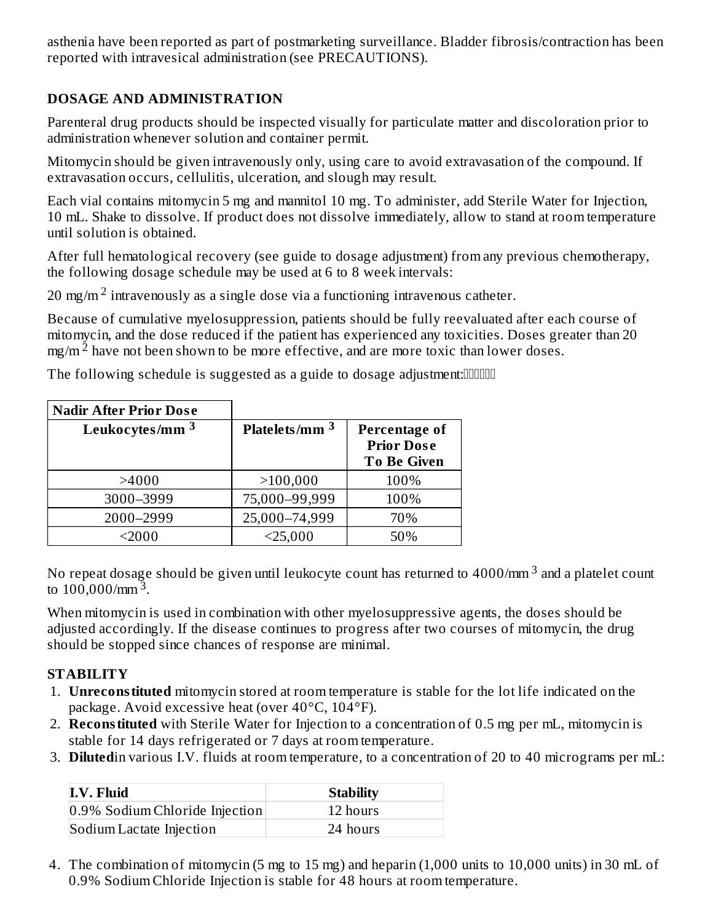asthenia have been reported as part of postmarketing surveillance. Bladder fibrosis/contraction has been reported with intravesical administration (see PRECAUTIONS).

## DOSAGE AND ADMINISTRATION

Parenteral drug products should be inspected visually for particulate matter and discoloration prior to administration whenever solution and container permit.

Mitomycin should be given intravenously only, using care to avoid extravasation of the compound. If extravasation occurs, cellulitis, ulceration, and slough may result.

Each vial contains mitomycin 5 mg and mannitol 10 mg. To administer, add Sterile Water for Injection, 10 mL. Shake to dissolve. If product does not dissolve immediately, allow to stand at room temperature until solution is obtained.

After full hematological recovery (see guide to dosage adjustment) from any previous chemotherapy, the following dosage schedule may be used at 6 to 8 week intervals:

20 mg/m$^2$ intravenously as a single dose via a functioning intravenous catheter.

Because of cumulative myelosuppression, patients should be fully reevaluated after each course of mitomycin, and the dose reduced if the patient has experienced any toxicities. Doses greater than 20 mg/m$^2$ have not been shown to be more effective, and are more toxic than lower doses.

The following schedule is suggested as a guide to dosage adjustment:

| **Nadir After Prior Dose** | | |
|---|---|---|
| **Leukocytes/mm$^3$** | **Platelets/mm$^3$** | **Percentage of Prior Dose To Be Given** |
| >4000 | >100,000 | 100% |
| 3000–3999 | 75,000–99,999 | 100% |
| 2000–2999 | 25,000–74,999 | 70% |
| <2000 | <25,000 | 50% |

No repeat dosage should be given until leukocyte count has returned to 4000/mm$^3$ and a platelet count to 100,000/mm$^3$.

When mitomycin is used in combination with other myelosuppressive agents, the doses should be adjusted accordingly. If the disease continues to progress after two courses of mitomycin, the drug should be stopped since chances of response are minimal.

## STABILITY

1. **Unreconstituted** mitomycin stored at room temperature is stable for the lot life indicated on the package. Avoid excessive heat (over 40°C, 104°F).
2. **Reconstituted** with Sterile Water for Injection to a concentration of 0.5 mg per mL, mitomycin is stable for 14 days refrigerated or 7 days at room temperature.
3. **Diluted** in various I.V. fluids at room temperature, to a concentration of 20 to 40 micrograms per mL:

| **I.V. Fluid** | **Stability** |
|---|---|
| 0.9% Sodium Chloride Injection | 12 hours |
| Sodium Lactate Injection | 24 hours |

4. The combination of mitomycin (5 mg to 15 mg) and heparin (1,000 units to 10,000 units) in 30 mL of 0.9% Sodium Chloride Injection is stable for 48 hours at room temperature.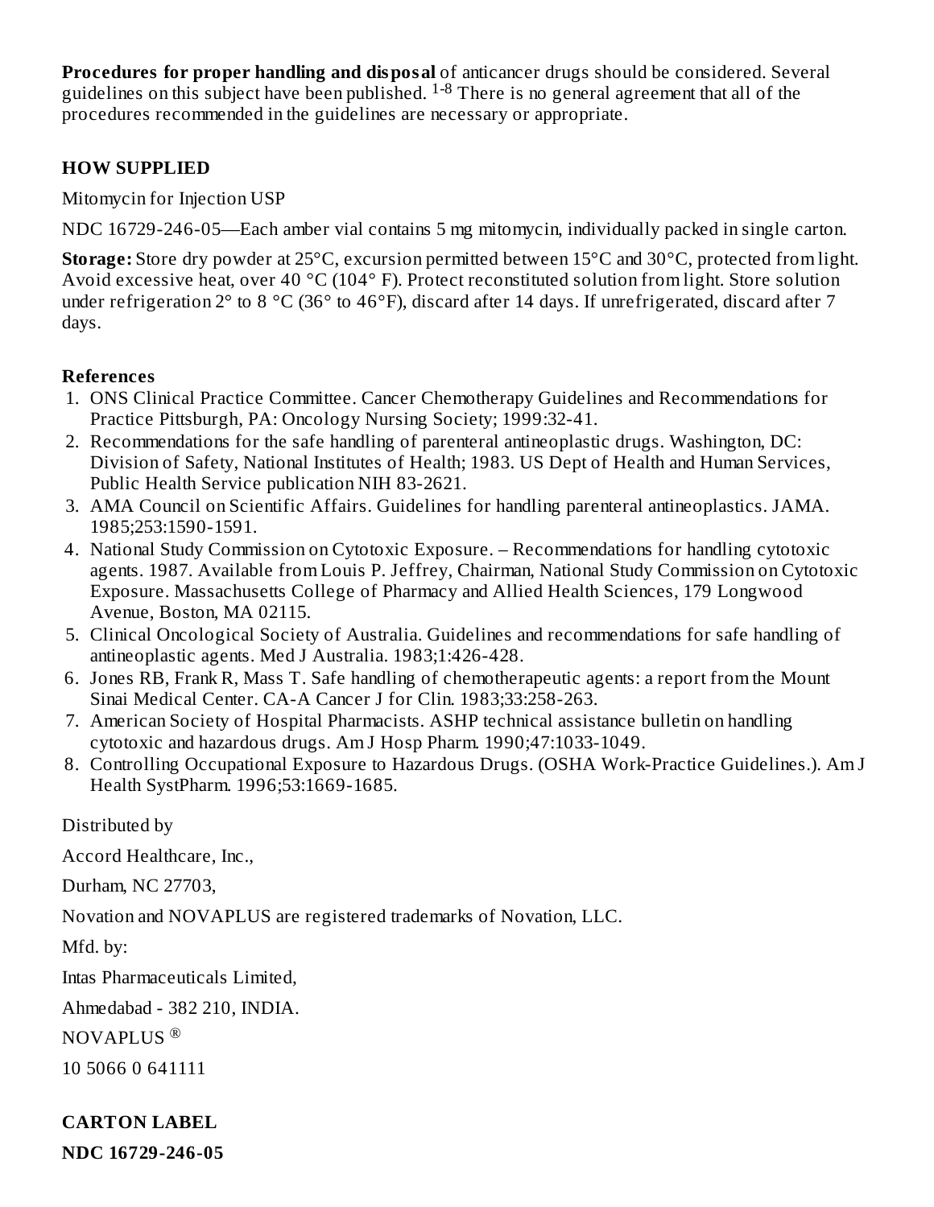**Procedures for proper handling and disposal** of anticancer drugs should be considered. Several guidelines on this subject have been published. [1-8] There is no general agreement that all of the procedures recommended in the guidelines are necessary or appropriate.

## HOW SUPPLIED

Mitomycin for Injection USP

NDC 16729-246-05—Each amber vial contains 5 mg mitomycin, individually packed in single carton.

**Storage:** Store dry powder at 25°C, excursion permitted between 15°C and 30°C, protected from light. Avoid excessive heat, over 40 °C (104° F). Protect reconstituted solution from light. Store solution under refrigeration 2° to 8 °C (36° to 46°F), discard after 14 days. If unrefrigerated, discard after 7 days.

### References

1. ONS Clinical Practice Committee. Cancer Chemotherapy Guidelines and Recommendations for Practice Pittsburgh, PA: Oncology Nursing Society; 1999:32-41.
2. Recommendations for the safe handling of parenteral antineoplastic drugs. Washington, DC: Division of Safety, National Institutes of Health; 1983. US Dept of Health and Human Services, Public Health Service publication NIH 83-2621.
3. AMA Council on Scientific Affairs. Guidelines for handling parenteral antineoplastics. JAMA. 1985;253:1590-1591.
4. National Study Commission on Cytotoxic Exposure. – Recommendations for handling cytotoxic agents. 1987. Available from Louis P. Jeffrey, Chairman, National Study Commission on Cytotoxic Exposure. Massachusetts College of Pharmacy and Allied Health Sciences, 179 Longwood Avenue, Boston, MA 02115.
5. Clinical Oncological Society of Australia. Guidelines and recommendations for safe handling of antineoplastic agents. Med J Australia. 1983;1:426-428.
6. Jones RB, Frank R, Mass T. Safe handling of chemotherapeutic agents: a report from the Mount Sinai Medical Center. CA-A Cancer J for Clin. 1983;33:258-263.
7. American Society of Hospital Pharmacists. ASHP technical assistance bulletin on handling cytotoxic and hazardous drugs. Am J Hosp Pharm. 1990;47:1033-1049.
8. Controlling Occupational Exposure to Hazardous Drugs. (OSHA Work-Practice Guidelines.). Am J Health SystPharm. 1996;53:1669-1685.

Distributed by

Accord Healthcare, Inc.,

Durham, NC 27703,

Novation and NOVAPLUS are registered trademarks of Novation, LLC.

Mfd. by:

Intas Pharmaceuticals Limited,

Ahmedabad - 382 210, INDIA.

NOVAPLUS ®

10 5066 0 641111

## CARTON LABEL

**NDC 16729-246-05**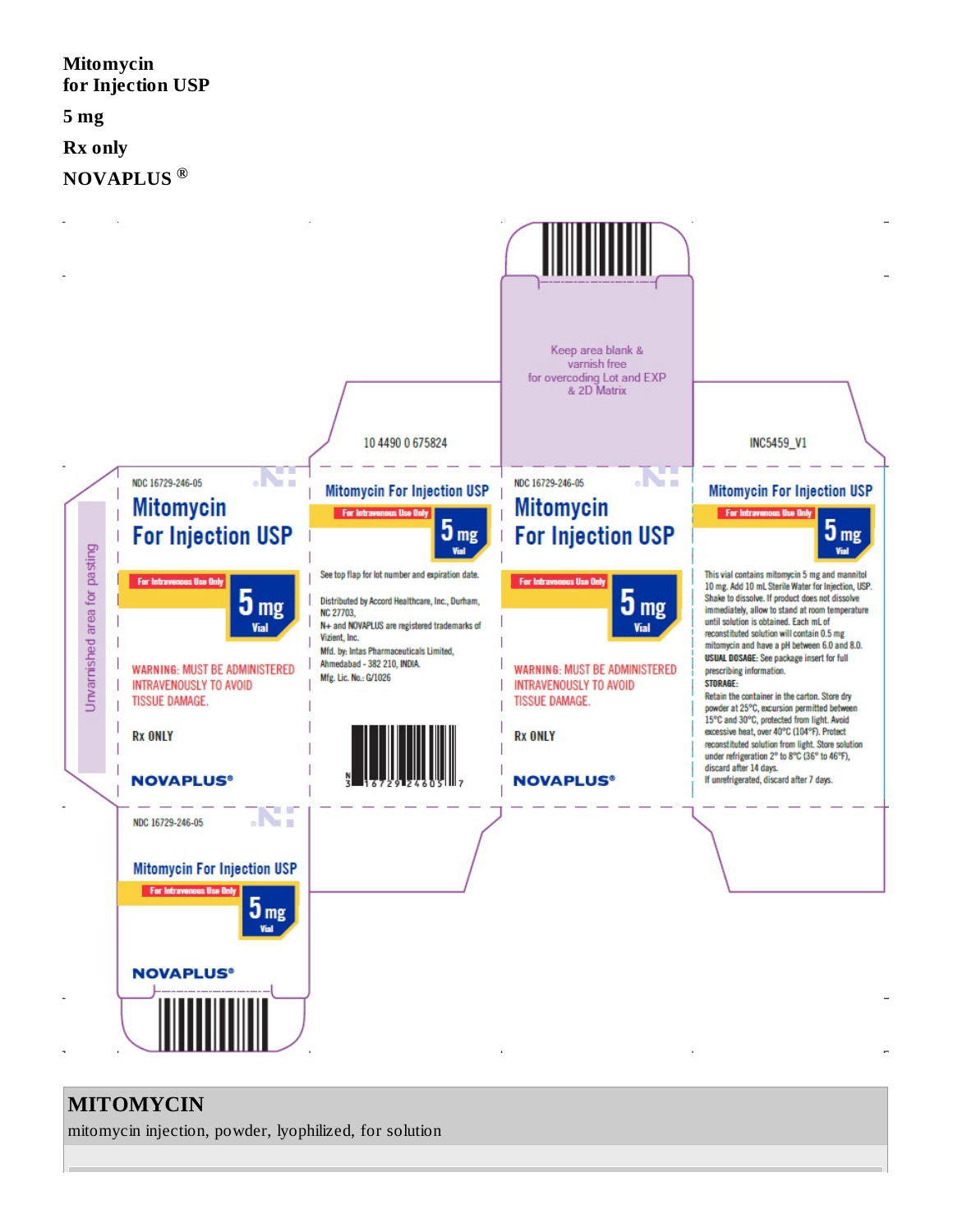**Mitomycin for Injection USP**

**5 mg**

**Rx only**

**NOVAPLUS ®**

Keep area blank & varnish free for overcoding Lot and EXP & 2D Matrix

10 4490 0 675824

INC5459_V1

Unvarnished area for pasting

NDC 16729-246-05

Mitomycin For Injection USP

For Intravenous Use Only

5 mg Vial

WARNING: MUST BE ADMINISTERED INTRAVENOUSLY TO AVOID TISSUE DAMAGE.

Rx ONLY

NOVAPLUS®

Mitomycin For Injection USP

For Intravenous Use Only

5 mg Vial

See top flap for lot number and expiration date.

Distributed by Accord Healthcare, Inc., Durham, NC 27703,

N+ and NOVAPLUS are registered trademarks of Vizient, Inc.

Mfd. by: Intas Pharmaceuticals Limited, Ahmedabad - 382 210, INDIA.

Mfg. Lic. No.: G/1026

N 3 16729 24605 7

NDC 16729-246-05

Mitomycin For Injection USP

For Intravenous Use Only

5 mg Vial

WARNING: MUST BE ADMINISTERED INTRAVENOUSLY TO AVOID TISSUE DAMAGE.

Rx ONLY

NOVAPLUS®

Mitomycin For Injection USP

For Intravenous Use Only

5 mg Vial

This vial contains mitomycin 5 mg and mannitol 10 mg. Add 10 mL Sterile Water for Injection, USP. Shake to dissolve. If product does not dissolve immediately, allow to stand at room temperature until solution is obtained. Each mL of reconstituted solution will contain 0.5 mg mitomycin and have a pH between 6.0 and 8.0.

**USUAL DOSAGE:** See package insert for full prescribing information.

**STORAGE:**

Retain the container in the carton. Store dry powder at 25°C, excursion permitted between 15°C and 30°C, protected from light. Avoid excessive heat, over 40°C (104°F). Protect reconstituted solution from light. Store solution under refrigeration 2° to 8°C (36° to 46°F), discard after 14 days.

If unrefrigerated, discard after 7 days.

NDC 16729-246-05

Mitomycin For Injection USP

For Intravenous Use Only

5 mg Vial

NOVAPLUS®

## MITOMYCIN

mitomycin injection, powder, lyophilized, for solution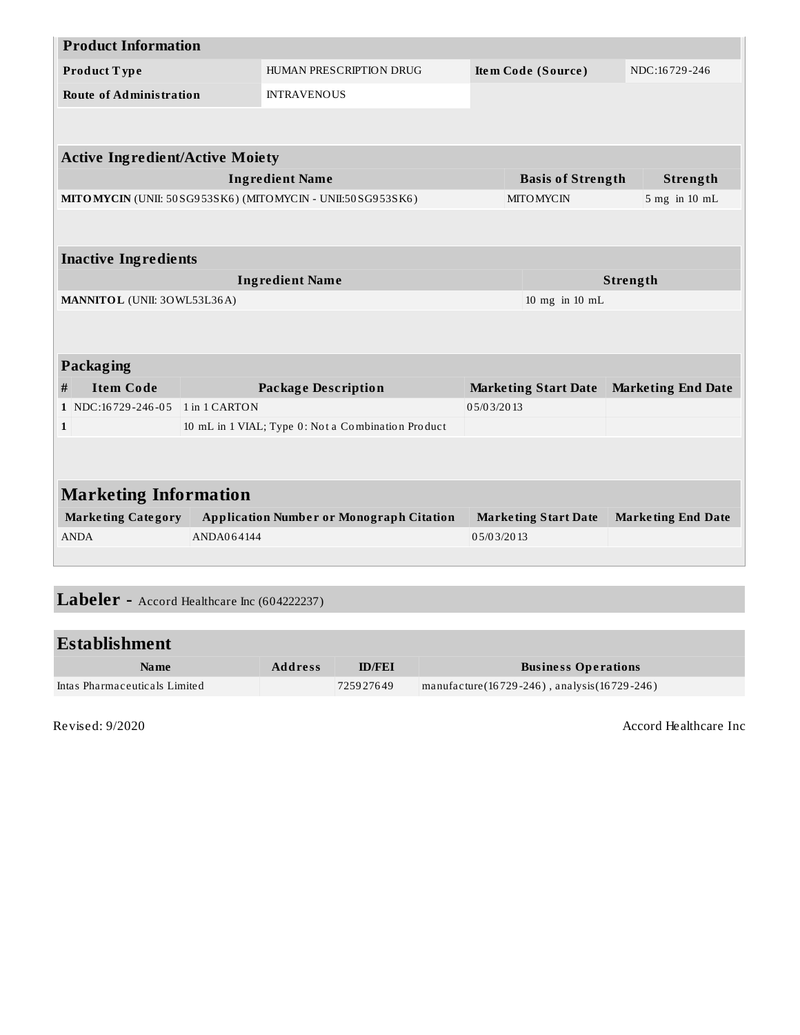## Product Information

| Product Type | HUMAN PRESCRIPTION DRUG | Item Code (Source) | NDC:16729-246 |
| --- | --- | --- | --- |
| Route of Administration | INTRAVENOUS | | |

## Active Ingredient/Active Moiety

| Ingredient Name | Basis of Strength | Strength |
| --- | --- | --- |
| **MITOMYCIN** (UNII: 50SG953SK6) (MITOMYCIN - UNII:50SG953SK6) | MITOMYCIN | 5 mg in 10 mL |

## Inactive Ingredients

| Ingredient Name | Strength |
| --- | --- |
| **MANNITOL** (UNII: 3OWL53L36A) | 10 mg in 10 mL |

## Packaging

| # | Item Code | Package Description | Marketing Start Date | Marketing End Date |
| --- | --- | --- | --- | --- |
| 1 | NDC:16729-246-05 | 1 in 1 CARTON | 05/03/2013 | |
| 1 | | 10 mL in 1 VIAL; Type 0: Not a Combination Product | | |

## Marketing Information

| Marketing Category | Application Number or Monograph Citation | Marketing Start Date | Marketing End Date |
| --- | --- | --- | --- |
| ANDA | ANDA064144 | 05/03/2013 | |

## Labeler - Accord Healthcare Inc (604222237)

## Establishment

| Name | Address | ID/FEI | Business Operations |
| --- | --- | --- | --- |
| Intas Pharmaceuticals Limited | | 725927649 | manufacture(16729-246) , analysis(16729-246) |

Revised: 9/2020

Accord Healthcare Inc